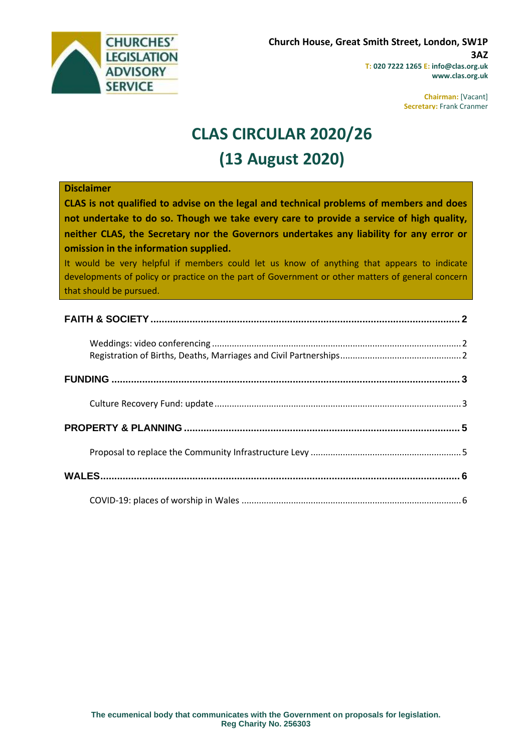CHURCHES' LEGISLATION ADVISORY SERVICE

**Church House, Great Smith Street, London, SW1P 3AZ**
**T: 020 7222 1265 E: info@clas.org.uk**
**www.clas.org.uk**

**Chairman:** [Vacant]
**Secretary:** Frank Cranmer

# CLAS CIRCULAR 2020/26
# (13 August 2020)

**Disclaimer**

**CLAS is not qualified to advise on the legal and technical problems of members and does not undertake to do so. Though we take every care to provide a service of high quality, neither CLAS, the Secretary nor the Governors undertakes any liability for any error or omission in the information supplied.**

It would be very helpful if members could let us know of anything that appears to indicate developments of policy or practice on the part of Government or other matters of general concern that should be pursued.

**FAITH & SOCIETY** .......... 2

- Weddings: video conferencing .......... 2
- Registration of Births, Deaths, Marriages and Civil Partnerships .......... 2

**FUNDING** .......... 3

- Culture Recovery Fund: update .......... 3

**PROPERTY & PLANNING** .......... 5

- Proposal to replace the Community Infrastructure Levy .......... 5

**WALES** .......... 6

- COVID-19: places of worship in Wales .......... 6

**The ecumenical body that communicates with the Government on proposals for legislation.**
**Reg Charity No. 256303**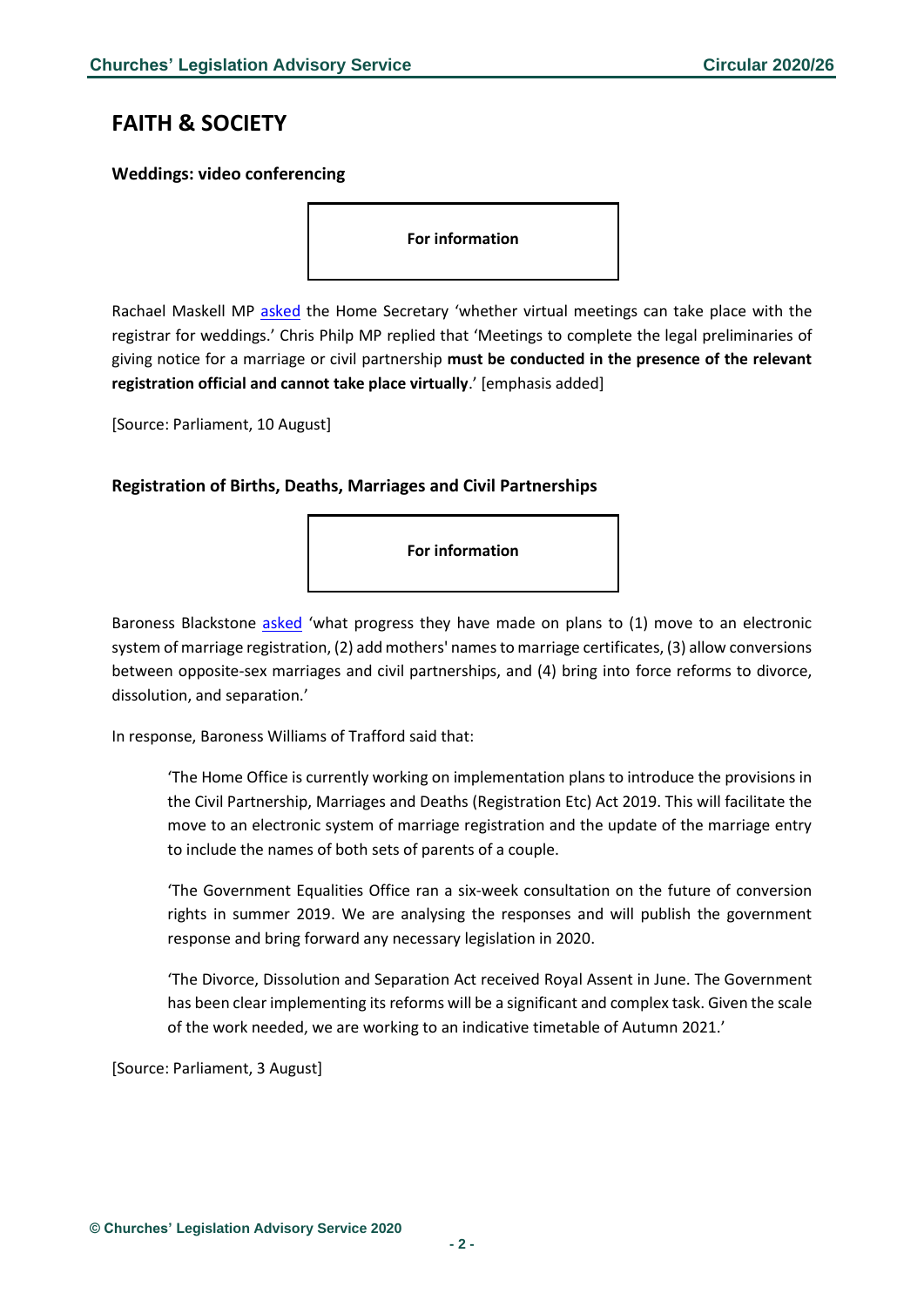# FAITH & SOCIETY

### Weddings: video conferencing

**For information**

Rachael Maskell MP asked the Home Secretary 'whether virtual meetings can take place with the registrar for weddings.' Chris Philp MP replied that 'Meetings to complete the legal preliminaries of giving notice for a marriage or civil partnership **must be conducted in the presence of the relevant registration official and cannot take place virtually**.' [emphasis added]

[Source: Parliament, 10 August]

### Registration of Births, Deaths, Marriages and Civil Partnerships

**For information**

Baroness Blackstone asked 'what progress they have made on plans to (1) move to an electronic system of marriage registration, (2) add mothers' names to marriage certificates, (3) allow conversions between opposite-sex marriages and civil partnerships, and (4) bring into force reforms to divorce, dissolution, and separation.'

In response, Baroness Williams of Trafford said that:

> 'The Home Office is currently working on implementation plans to introduce the provisions in the Civil Partnership, Marriages and Deaths (Registration Etc) Act 2019. This will facilitate the move to an electronic system of marriage registration and the update of the marriage entry to include the names of both sets of parents of a couple.
>
> 'The Government Equalities Office ran a six-week consultation on the future of conversion rights in summer 2019. We are analysing the responses and will publish the government response and bring forward any necessary legislation in 2020.
>
> 'The Divorce, Dissolution and Separation Act received Royal Assent in June. The Government has been clear implementing its reforms will be a significant and complex task. Given the scale of the work needed, we are working to an indicative timetable of Autumn 2021.'

[Source: Parliament, 3 August]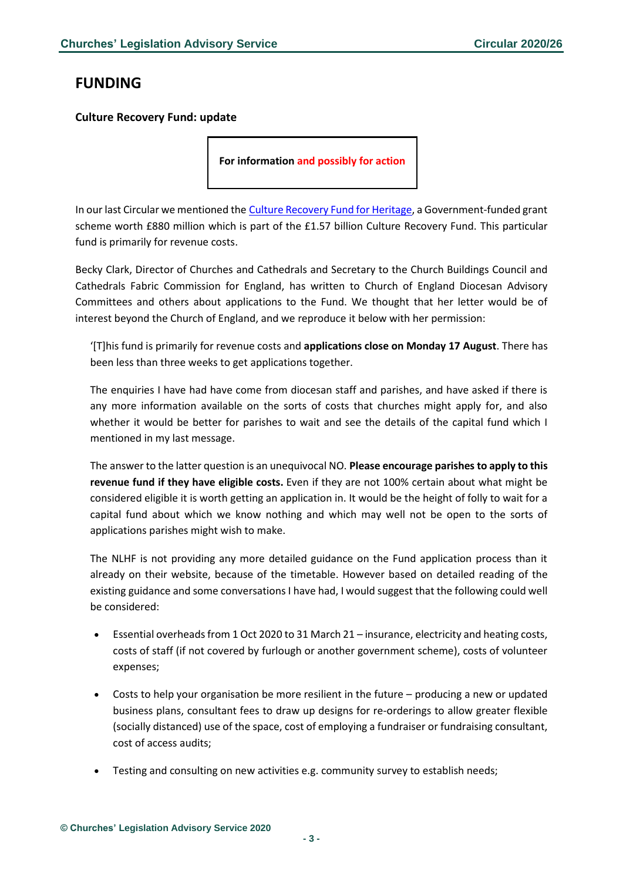## FUNDING

### Culture Recovery Fund: update

**For information and possibly for action**

In our last Circular we mentioned the [Culture Recovery Fund for Heritage](), a Government-funded grant scheme worth £880 million which is part of the £1.57 billion Culture Recovery Fund. This particular fund is primarily for revenue costs.

Becky Clark, Director of Churches and Cathedrals and Secretary to the Church Buildings Council and Cathedrals Fabric Commission for England, has written to Church of England Diocesan Advisory Committees and others about applications to the Fund. We thought that her letter would be of interest beyond the Church of England, and we reproduce it below with her permission:

> '[T]his fund is primarily for revenue costs and **applications close on Monday 17 August**. There has been less than three weeks to get applications together.
>
> The enquiries I have had have come from diocesan staff and parishes, and have asked if there is any more information available on the sorts of costs that churches might apply for, and also whether it would be better for parishes to wait and see the details of the capital fund which I mentioned in my last message.
>
> The answer to the latter question is an unequivocal NO. **Please encourage parishes to apply to this revenue fund if they have eligible costs.** Even if they are not 100% certain about what might be considered eligible it is worth getting an application in. It would be the height of folly to wait for a capital fund about which we know nothing and which may well not be open to the sorts of applications parishes might wish to make.
>
> The NLHF is not providing any more detailed guidance on the Fund application process than it already on their website, because of the timetable. However based on detailed reading of the existing guidance and some conversations I have had, I would suggest that the following could well be considered:
>
> - Essential overheads from 1 Oct 2020 to 31 March 21 – insurance, electricity and heating costs, costs of staff (if not covered by furlough or another government scheme), costs of volunteer expenses;
> - Costs to help your organisation be more resilient in the future – producing a new or updated business plans, consultant fees to draw up designs for re-orderings to allow greater flexible (socially distanced) use of the space, cost of employing a fundraiser or fundraising consultant, cost of access audits;
> - Testing and consulting on new activities e.g. community survey to establish needs;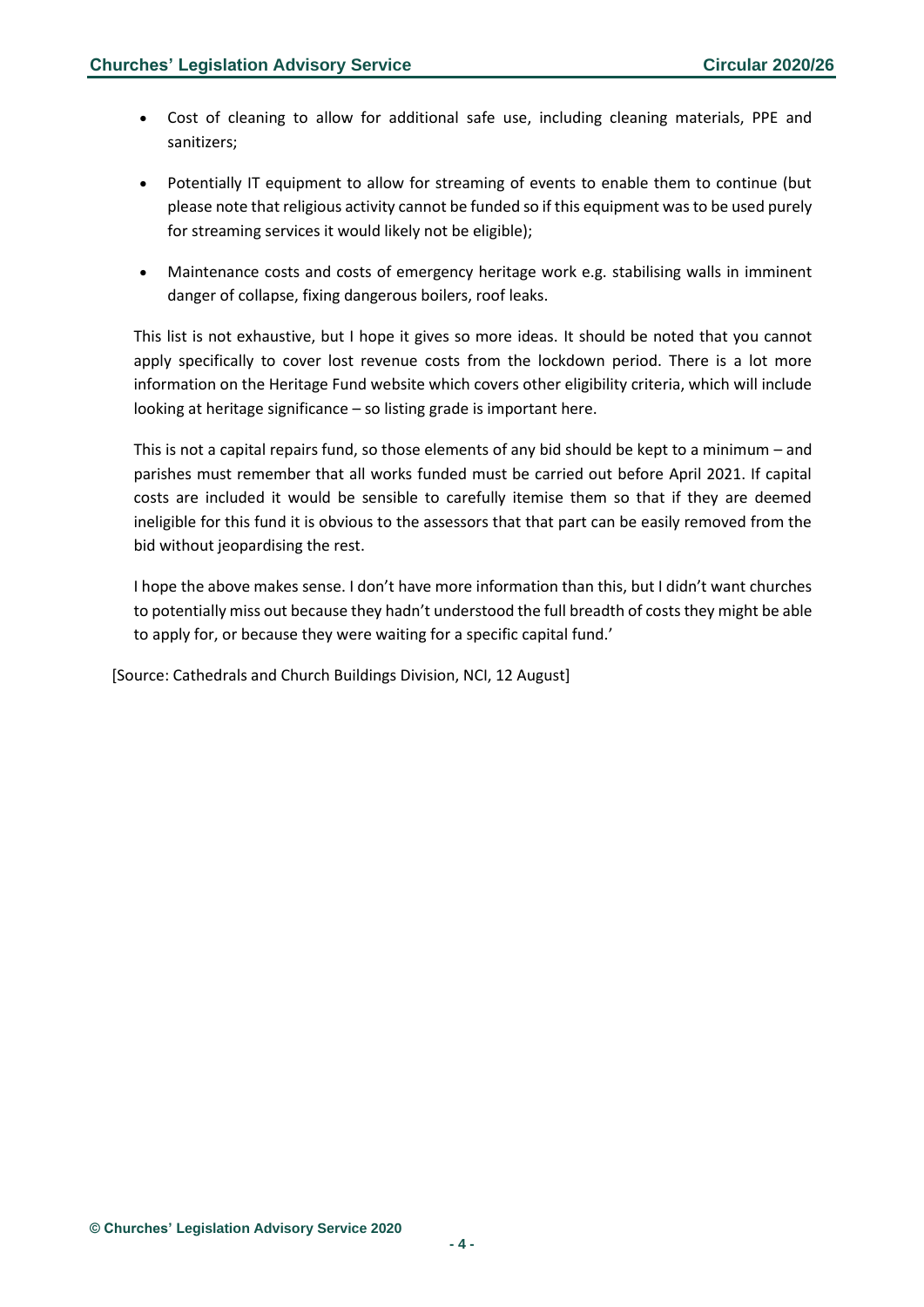- Cost of cleaning to allow for additional safe use, including cleaning materials, PPE and sanitizers;
- Potentially IT equipment to allow for streaming of events to enable them to continue (but please note that religious activity cannot be funded so if this equipment was to be used purely for streaming services it would likely not be eligible);
- Maintenance costs and costs of emergency heritage work e.g. stabilising walls in imminent danger of collapse, fixing dangerous boilers, roof leaks.

This list is not exhaustive, but I hope it gives so more ideas. It should be noted that you cannot apply specifically to cover lost revenue costs from the lockdown period. There is a lot more information on the Heritage Fund website which covers other eligibility criteria, which will include looking at heritage significance – so listing grade is important here.

This is not a capital repairs fund, so those elements of any bid should be kept to a minimum – and parishes must remember that all works funded must be carried out before April 2021. If capital costs are included it would be sensible to carefully itemise them so that if they are deemed ineligible for this fund it is obvious to the assessors that that part can be easily removed from the bid without jeopardising the rest.

I hope the above makes sense. I don't have more information than this, but I didn't want churches to potentially miss out because they hadn't understood the full breadth of costs they might be able to apply for, or because they were waiting for a specific capital fund.'

[Source: Cathedrals and Church Buildings Division, NCI, 12 August]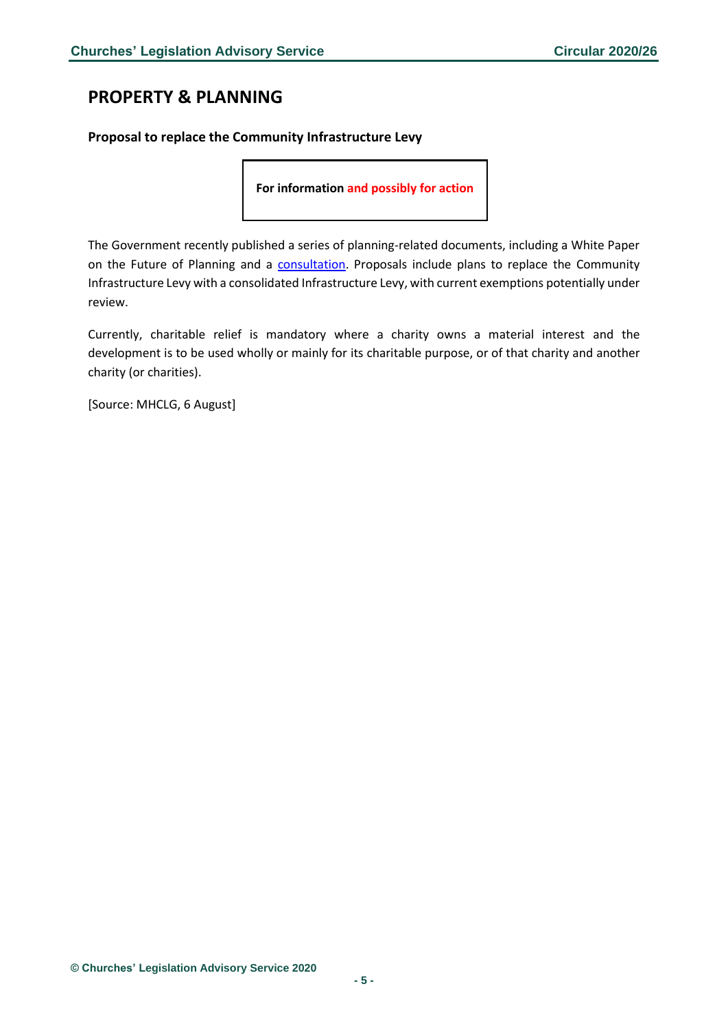## PROPERTY & PLANNING

**Proposal to replace the Community Infrastructure Levy**

**For information and possibly for action**

The Government recently published a series of planning-related documents, including a White Paper on the Future of Planning and a consultation. Proposals include plans to replace the Community Infrastructure Levy with a consolidated Infrastructure Levy, with current exemptions potentially under review.

Currently, charitable relief is mandatory where a charity owns a material interest and the development is to be used wholly or mainly for its charitable purpose, or of that charity and another charity (or charities).

[Source: MHCLG, 6 August]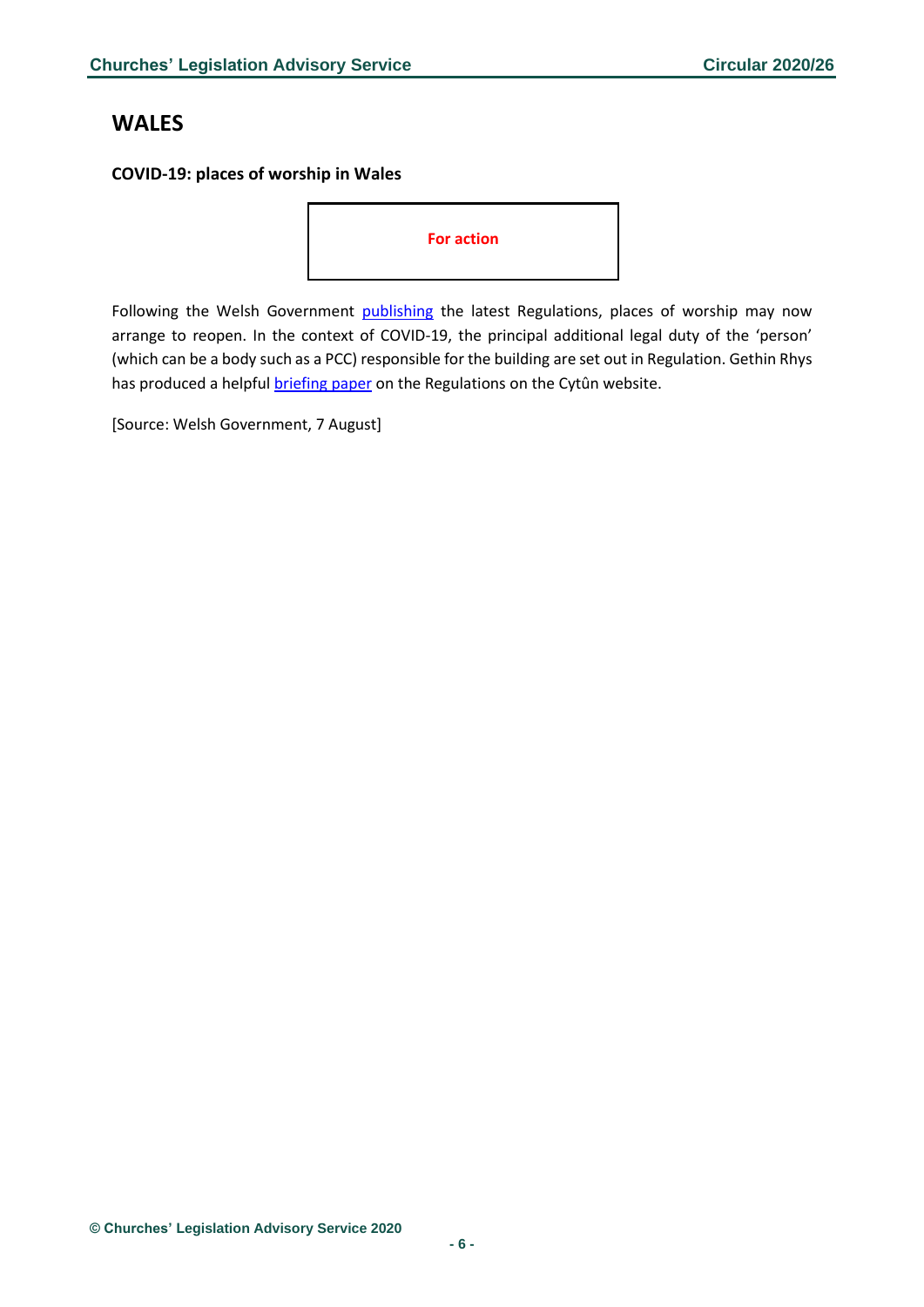## WALES

### COVID-19: places of worship in Wales

**For action**

Following the Welsh Government publishing the latest Regulations, places of worship may now arrange to reopen. In the context of COVID-19, the principal additional legal duty of the 'person' (which can be a body such as a PCC) responsible for the building are set out in Regulation. Gethin Rhys has produced a helpful briefing paper on the Regulations on the Cytûn website.

[Source: Welsh Government, 7 August]